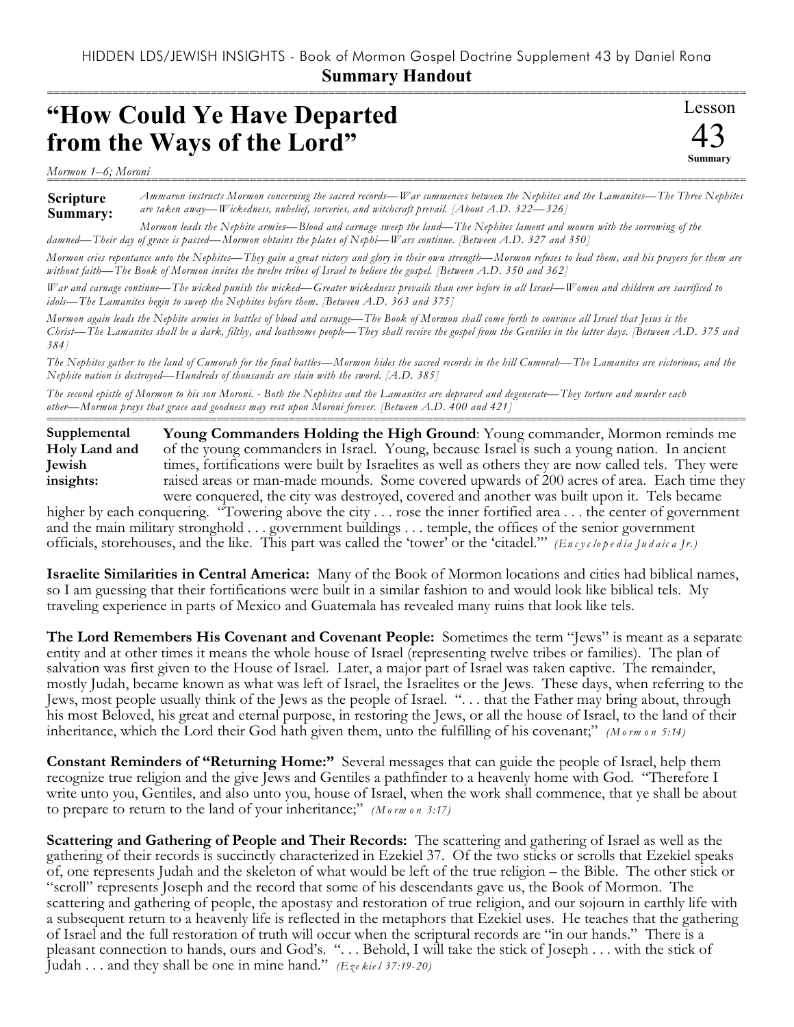HIDDEN LDS/JEWISH INSIGHTS - Book of Mormon Gospel Doctrine Supplement 43 by Daniel Rona

**Summary Handout**

# "How Could Ye Have Departed from the Ways of the Lord"

Lesson 43 Summary

*Mormon 1–6; Moroni*

**Scripture Summary:**

*Ammaron instructs Mormon concerning the sacred records—War commences between the Nephites and the Lamanites—The Three Nephites are taken away—Wickedness, unbelief, sorceries, and witchcraft prevail. [About A.D. 322—326]*

*Mormon leads the Nephite armies—Blood and carnage sweep the land—The Nephites lament and mourn with the sorrowing of the damned—Their day of grace is passed—Mormon obtains the plates of Nephi—Wars continue. [Between A.D. 327 and 350]*

*Mormon cries repentance unto the Nephites—They gain a great victory and glory in their own strength—Mormon refuses to lead them, and his prayers for them are without faith—The Book of Mormon invites the twelve tribes of Israel to believe the gospel. [Between A.D. 350 and 362]*

*War and carnage continue—The wicked punish the wicked—Greater wickedness prevails than ever before in all Israel—Women and children are sacrificed to idols—The Lamanites begin to sweep the Nephites before them. [Between A.D. 363 and 375]*

*Mormon again leads the Nephite armies in battles of blood and carnage—The Book of Mormon shall come forth to convince all Israel that Jesus is the Christ—The Lamanites shall be a dark, filthy, and loathsome people—They shall receive the gospel from the Gentiles in the latter days. [Between A.D. 375 and 384]*

*The Nephites gather to the land of Cumorah for the final battles—Mormon hides the sacred records in the hill Cumorah—The Lamanites are victorious, and the Nephite nation is destroyed—Hundreds of thousands are slain with the sword. [A.D. 385]*

*The second epistle of Mormon to his son Moroni. - Both the Nephites and the Lamanites are depraved and degenerate—They torture and murder each other—Mormon prays that grace and goodness may rest upon Moroni forever. [Between A.D. 400 and 421]*

**Supplemental Holy Land and Jewish insights:**

**Young Commanders Holding the High Ground**: Young commander, Mormon reminds me of the young commanders in Israel. Young, because Israel is such a young nation. In ancient times, fortifications were built by Israelites as well as others they are now called tels. They were raised areas or man-made mounds. Some covered upwards of 200 acres of area. Each time they were conquered, the city was destroyed, covered and another was built upon it. Tels became higher by each conquering. "Towering above the city . . . rose the inner fortified area . . . the center of government and the main military stronghold . . . government buildings . . . temple, the offices of the senior government officials, storehouses, and the like. This part was called the 'tower' or the 'citadel.'" *(Encyclopedia Judaica Jr.)*

**Israelite Similarities in Central America:** Many of the Book of Mormon locations and cities had biblical names, so I am guessing that their fortifications were built in a similar fashion to and would look like biblical tels. My traveling experience in parts of Mexico and Guatemala has revealed many ruins that look like tels.

**The Lord Remembers His Covenant and Covenant People:** Sometimes the term "Jews" is meant as a separate entity and at other times it means the whole house of Israel (representing twelve tribes or families). The plan of salvation was first given to the House of Israel. Later, a major part of Israel was taken captive. The remainder, mostly Judah, became known as what was left of Israel, the Israelites or the Jews. These days, when referring to the Jews, most people usually think of the Jews as the people of Israel. ". . . that the Father may bring about, through his most Beloved, his great and eternal purpose, in restoring the Jews, or all the house of Israel, to the land of their inheritance, which the Lord their God hath given them, unto the fulfilling of his covenant;" *(Mormon 5:14)*

**Constant Reminders of "Returning Home:"** Several messages that can guide the people of Israel, help them recognize true religion and the give Jews and Gentiles a pathfinder to a heavenly home with God. "Therefore I write unto you, Gentiles, and also unto you, house of Israel, when the work shall commence, that ye shall be about to prepare to return to the land of your inheritance;" *(Mormon 3:17)*

**Scattering and Gathering of People and Their Records:** The scattering and gathering of Israel as well as the gathering of their records is succinctly characterized in Ezekiel 37. Of the two sticks or scrolls that Ezekiel speaks of, one represents Judah and the skeleton of what would be left of the true religion – the Bible. The other stick or "scroll" represents Joseph and the record that some of his descendants gave us, the Book of Mormon. The scattering and gathering of people, the apostasy and restoration of true religion, and our sojourn in earthly life with a subsequent return to a heavenly life is reflected in the metaphors that Ezekiel uses. He teaches that the gathering of Israel and the full restoration of truth will occur when the scriptural records are "in our hands." There is a pleasant connection to hands, ours and God's. ". . . Behold, I will take the stick of Joseph . . . with the stick of Judah . . . and they shall be one in mine hand." *(Ezekiel 37:19-20)*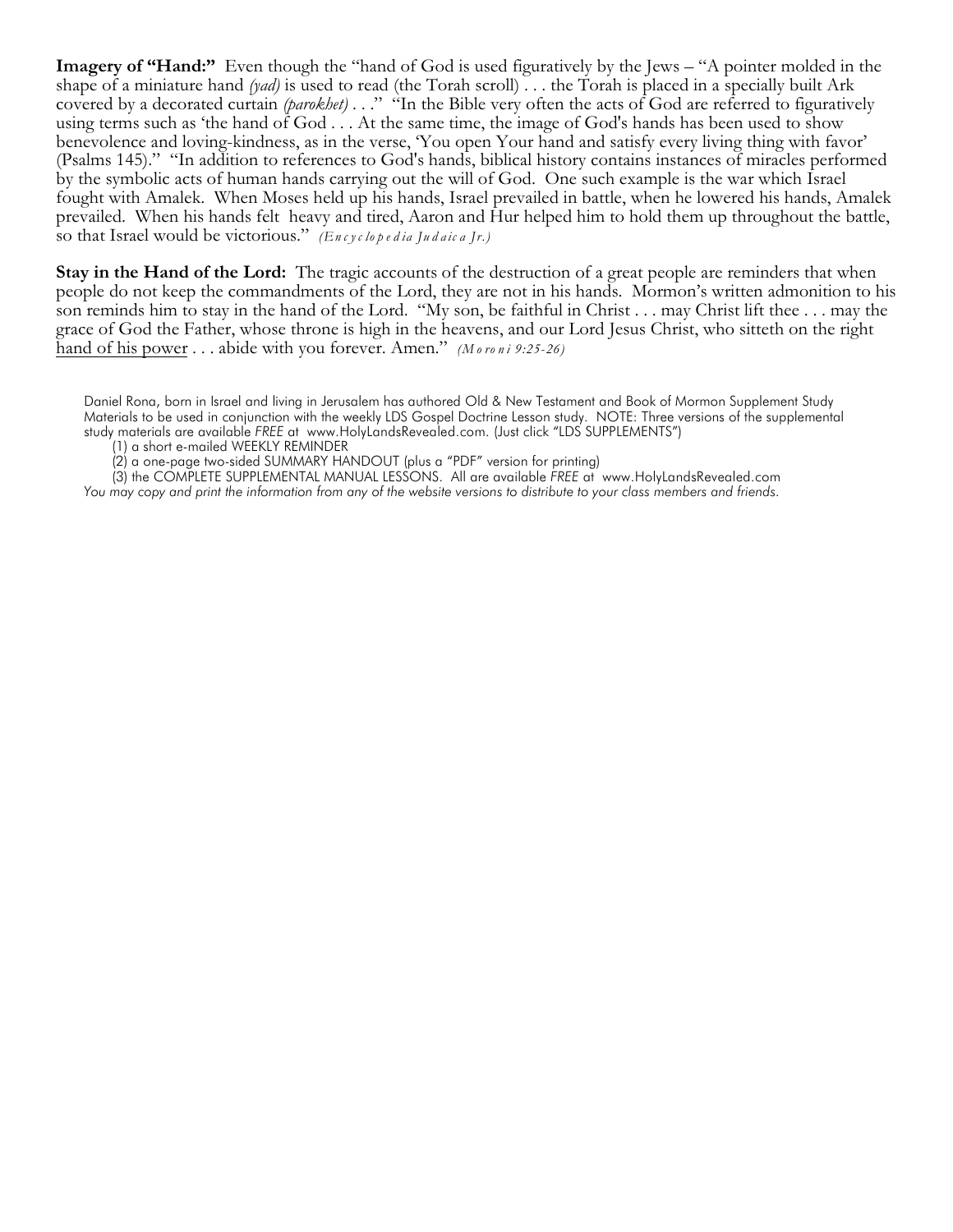**Imagery of "Hand:"** Even though the "hand of God is used figuratively by the Jews – "A pointer molded in the shape of a miniature hand *(yad)* is used to read (the Torah scroll) . . . the Torah is placed in a specially built Ark covered by a decorated curtain *(parokhet)* . . ." "In the Bible very often the acts of God are referred to figuratively using terms such as 'the hand of God . . . At the same time, the image of God's hands has been used to show benevolence and loving-kindness, as in the verse, 'You open Your hand and satisfy every living thing with favor' (Psalms 145)." "In addition to references to God's hands, biblical history contains instances of miracles performed by the symbolic acts of human hands carrying out the will of God. One such example is the war which Israel fought with Amalek. When Moses held up his hands, Israel prevailed in battle, when he lowered his hands, Amalek prevailed. When his hands felt heavy and tired, Aaron and Hur helped him to hold them up throughout the battle, so that Israel would be victorious." *(Encyclopedia Judaica Jr.)*

**Stay in the Hand of the Lord:** The tragic accounts of the destruction of a great people are reminders that when people do not keep the commandments of the Lord, they are not in his hands. Mormon's written admonition to his son reminds him to stay in the hand of the Lord. "My son, be faithful in Christ . . . may Christ lift thee . . . may the grace of God the Father, whose throne is high in the heavens, and our Lord Jesus Christ, who sitteth on the right <u>hand of his power</u> . . . abide with you forever. Amen." *(Moroni 9:25-26)*

Daniel Rona, born in Israel and living in Jerusalem has authored Old & New Testament and Book of Mormon Supplement Study Materials to be used in conjunction with the weekly LDS Gospel Doctrine Lesson study. NOTE: Three versions of the supplemental study materials are available *FREE* at www.HolyLandsRevealed.com. (Just click "LDS SUPPLEMENTS")

(1) a short e-mailed WEEKLY REMINDER
(2) a one-page two-sided SUMMARY HANDOUT (plus a "PDF" version for printing)
(3) the COMPLETE SUPPLEMENTAL MANUAL LESSONS. All are available *FREE* at www.HolyLandsRevealed.com

*You may copy and print the information from any of the website versions to distribute to your class members and friends.*